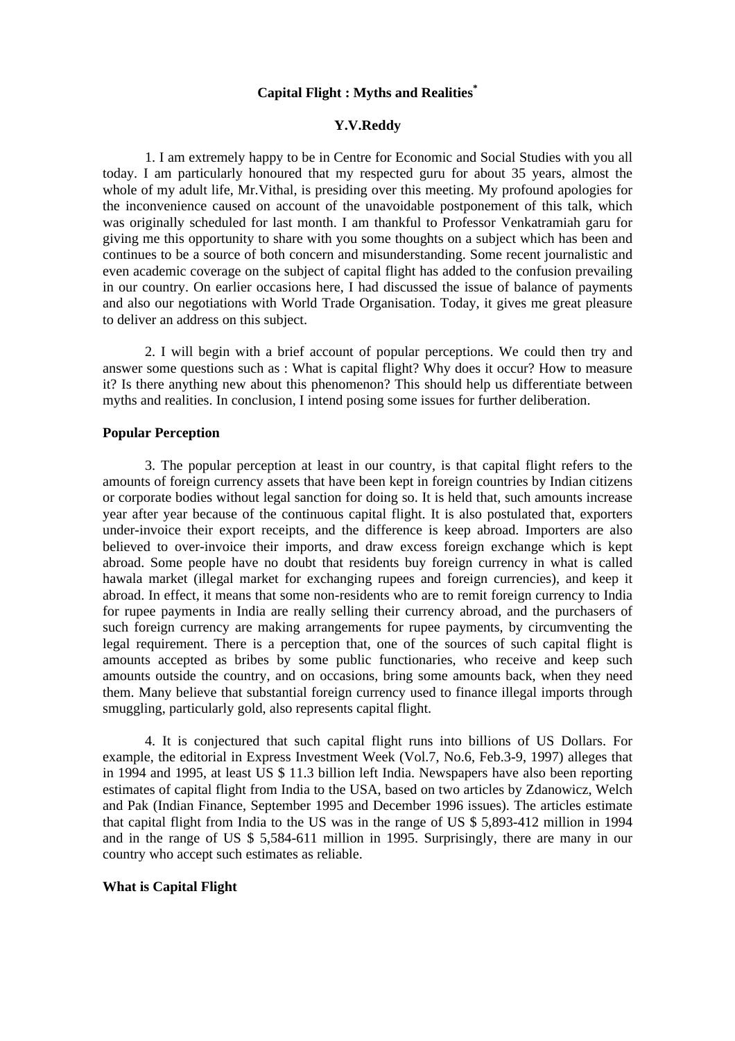# Capital Flight : Myths and Realities*

## Y.V.Reddy

1. I am extremely happy to be in Centre for Economic and Social Studies with you all today. I am particularly honoured that my respected guru for about 35 years, almost the whole of my adult life, Mr.Vithal, is presiding over this meeting. My profound apologies for the inconvenience caused on account of the unavoidable postponement of this talk, which was originally scheduled for last month. I am thankful to Professor Venkatramiah garu for giving me this opportunity to share with you some thoughts on a subject which has been and continues to be a source of both concern and misunderstanding. Some recent journalistic and even academic coverage on the subject of capital flight has added to the confusion prevailing in our country. On earlier occasions here, I had discussed the issue of balance of payments and also our negotiations with World Trade Organisation. Today, it gives me great pleasure to deliver an address on this subject.

2. I will begin with a brief account of popular perceptions. We could then try and answer some questions such as : What is capital flight? Why does it occur? How to measure it? Is there anything new about this phenomenon? This should help us differentiate between myths and realities. In conclusion, I intend posing some issues for further deliberation.

### Popular Perception

3. The popular perception at least in our country, is that capital flight refers to the amounts of foreign currency assets that have been kept in foreign countries by Indian citizens or corporate bodies without legal sanction for doing so. It is held that, such amounts increase year after year because of the continuous capital flight. It is also postulated that, exporters under-invoice their export receipts, and the difference is keep abroad. Importers are also believed to over-invoice their imports, and draw excess foreign exchange which is kept abroad. Some people have no doubt that residents buy foreign currency in what is called hawala market (illegal market for exchanging rupees and foreign currencies), and keep it abroad. In effect, it means that some non-residents who are to remit foreign currency to India for rupee payments in India are really selling their currency abroad, and the purchasers of such foreign currency are making arrangements for rupee payments, by circumventing the legal requirement. There is a perception that, one of the sources of such capital flight is amounts accepted as bribes by some public functionaries, who receive and keep such amounts outside the country, and on occasions, bring some amounts back, when they need them. Many believe that substantial foreign currency used to finance illegal imports through smuggling, particularly gold, also represents capital flight.

4. It is conjectured that such capital flight runs into billions of US Dollars. For example, the editorial in Express Investment Week (Vol.7, No.6, Feb.3-9, 1997) alleges that in 1994 and 1995, at least US $ 11.3 billion left India. Newspapers have also been reporting estimates of capital flight from India to the USA, based on two articles by Zdanowicz, Welch and Pak (Indian Finance, September 1995 and December 1996 issues). The articles estimate that capital flight from India to the US was in the range of US $ 5,893-412 million in 1994 and in the range of US $ 5,584-611 million in 1995. Surprisingly, there are many in our country who accept such estimates as reliable.

### What is Capital Flight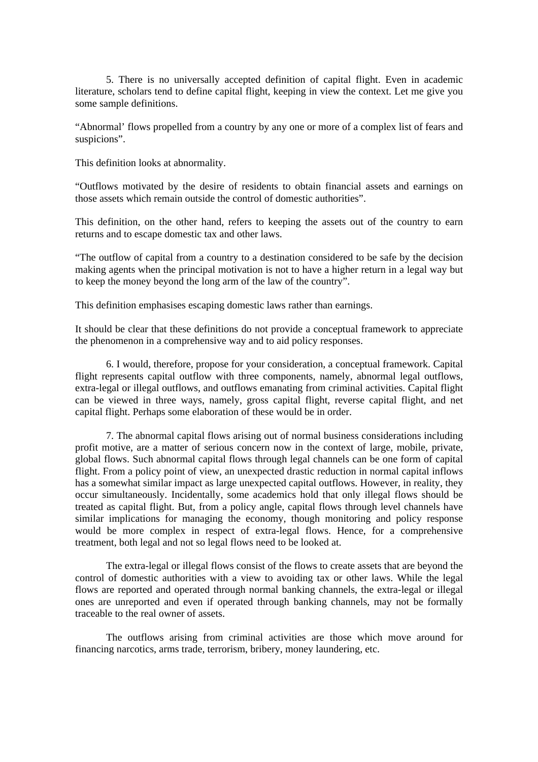5. There is no universally accepted definition of capital flight. Even in academic literature, scholars tend to define capital flight, keeping in view the context. Let me give you some sample definitions.

"Abnormal' flows propelled from a country by any one or more of a complex list of fears and suspicions".

This definition looks at abnormality.

"Outflows motivated by the desire of residents to obtain financial assets and earnings on those assets which remain outside the control of domestic authorities".

This definition, on the other hand, refers to keeping the assets out of the country to earn returns and to escape domestic tax and other laws.

"The outflow of capital from a country to a destination considered to be safe by the decision making agents when the principal motivation is not to have a higher return in a legal way but to keep the money beyond the long arm of the law of the country".

This definition emphasises escaping domestic laws rather than earnings.

It should be clear that these definitions do not provide a conceptual framework to appreciate the phenomenon in a comprehensive way and to aid policy responses.

6. I would, therefore, propose for your consideration, a conceptual framework. Capital flight represents capital outflow with three components, namely, abnormal legal outflows, extra-legal or illegal outflows, and outflows emanating from criminal activities. Capital flight can be viewed in three ways, namely, gross capital flight, reverse capital flight, and net capital flight. Perhaps some elaboration of these would be in order.

7. The abnormal capital flows arising out of normal business considerations including profit motive, are a matter of serious concern now in the context of large, mobile, private, global flows. Such abnormal capital flows through legal channels can be one form of capital flight. From a policy point of view, an unexpected drastic reduction in normal capital inflows has a somewhat similar impact as large unexpected capital outflows. However, in reality, they occur simultaneously. Incidentally, some academics hold that only illegal flows should be treated as capital flight. But, from a policy angle, capital flows through level channels have similar implications for managing the economy, though monitoring and policy response would be more complex in respect of extra-legal flows. Hence, for a comprehensive treatment, both legal and not so legal flows need to be looked at.

The extra-legal or illegal flows consist of the flows to create assets that are beyond the control of domestic authorities with a view to avoiding tax or other laws. While the legal flows are reported and operated through normal banking channels, the extra-legal or illegal ones are unreported and even if operated through banking channels, may not be formally traceable to the real owner of assets.

The outflows arising from criminal activities are those which move around for financing narcotics, arms trade, terrorism, bribery, money laundering, etc.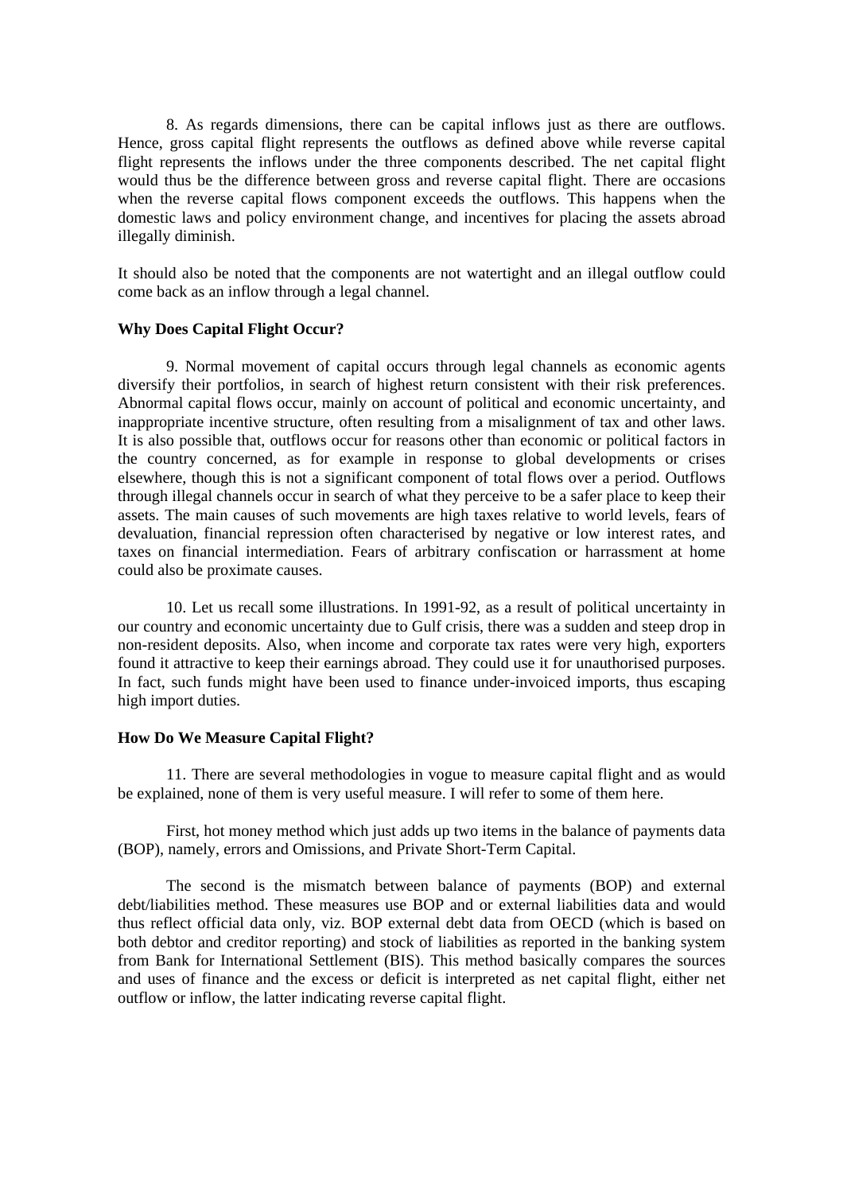8. As regards dimensions, there can be capital inflows just as there are outflows. Hence, gross capital flight represents the outflows as defined above while reverse capital flight represents the inflows under the three components described. The net capital flight would thus be the difference between gross and reverse capital flight. There are occasions when the reverse capital flows component exceeds the outflows. This happens when the domestic laws and policy environment change, and incentives for placing the assets abroad illegally diminish.

It should also be noted that the components are not watertight and an illegal outflow could come back as an inflow through a legal channel.

**Why Does Capital Flight Occur?**

9. Normal movement of capital occurs through legal channels as economic agents diversify their portfolios, in search of highest return consistent with their risk preferences. Abnormal capital flows occur, mainly on account of political and economic uncertainty, and inappropriate incentive structure, often resulting from a misalignment of tax and other laws. It is also possible that, outflows occur for reasons other than economic or political factors in the country concerned, as for example in response to global developments or crises elsewhere, though this is not a significant component of total flows over a period. Outflows through illegal channels occur in search of what they perceive to be a safer place to keep their assets. The main causes of such movements are high taxes relative to world levels, fears of devaluation, financial repression often characterised by negative or low interest rates, and taxes on financial intermediation. Fears of arbitrary confiscation or harrassment at home could also be proximate causes.

10. Let us recall some illustrations. In 1991-92, as a result of political uncertainty in our country and economic uncertainty due to Gulf crisis, there was a sudden and steep drop in non-resident deposits. Also, when income and corporate tax rates were very high, exporters found it attractive to keep their earnings abroad. They could use it for unauthorised purposes. In fact, such funds might have been used to finance under-invoiced imports, thus escaping high import duties.

**How Do We Measure Capital Flight?**

11. There are several methodologies in vogue to measure capital flight and as would be explained, none of them is very useful measure. I will refer to some of them here.

First, hot money method which just adds up two items in the balance of payments data (BOP), namely, errors and Omissions, and Private Short-Term Capital.

The second is the mismatch between balance of payments (BOP) and external debt/liabilities method. These measures use BOP and or external liabilities data and would thus reflect official data only, viz. BOP external debt data from OECD (which is based on both debtor and creditor reporting) and stock of liabilities as reported in the banking system from Bank for International Settlement (BIS). This method basically compares the sources and uses of finance and the excess or deficit is interpreted as net capital flight, either net outflow or inflow, the latter indicating reverse capital flight.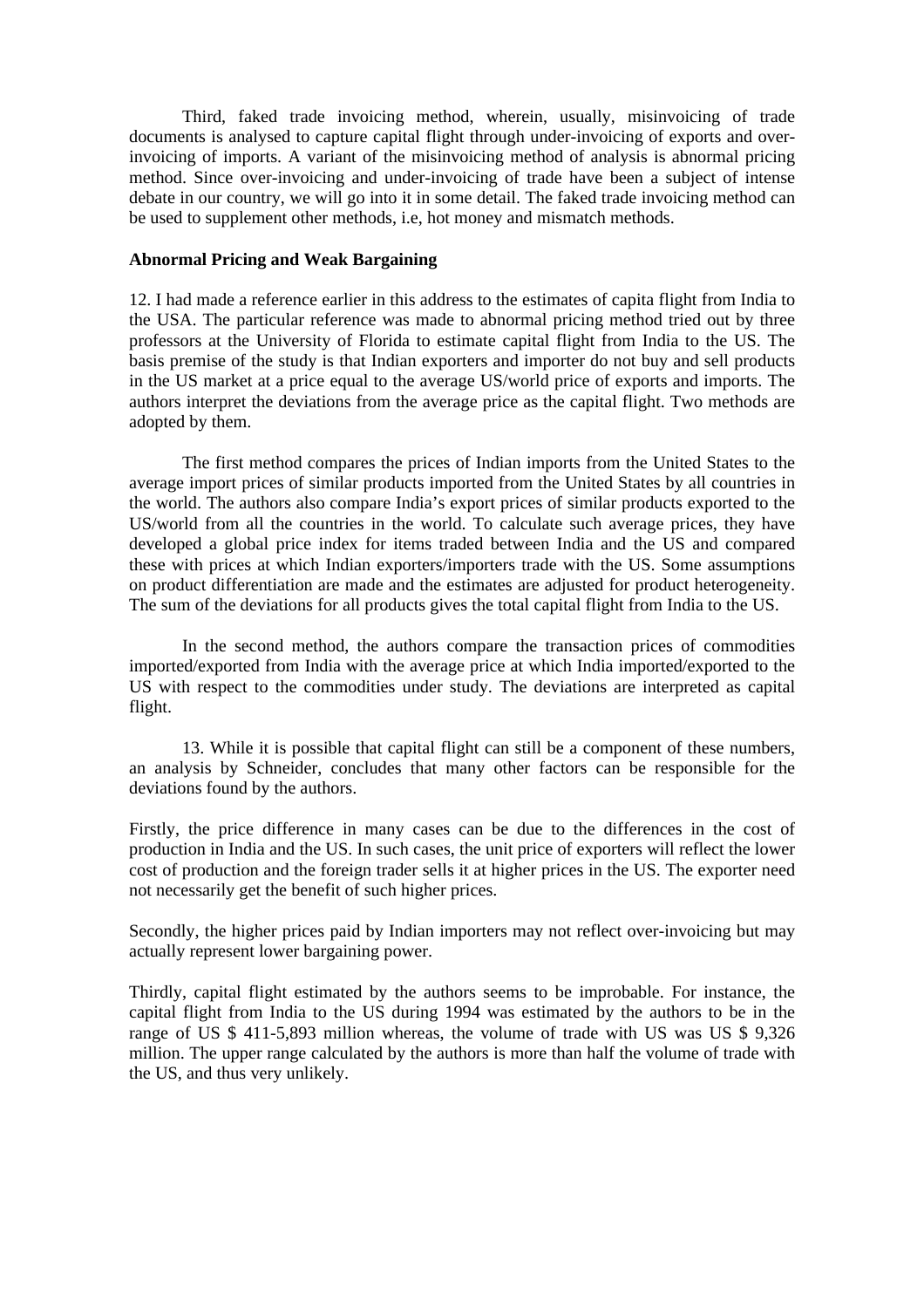Third, faked trade invoicing method, wherein, usually, misinvoicing of trade documents is analysed to capture capital flight through under-invoicing of exports and over-invoicing of imports. A variant of the misinvoicing method of analysis is abnormal pricing method. Since over-invoicing and under-invoicing of trade have been a subject of intense debate in our country, we will go into it in some detail. The faked trade invoicing method can be used to supplement other methods, i.e, hot money and mismatch methods.

**Abnormal Pricing and Weak Bargaining**

12. I had made a reference earlier in this address to the estimates of capita flight from India to the USA. The particular reference was made to abnormal pricing method tried out by three professors at the University of Florida to estimate capital flight from India to the US. The basis premise of the study is that Indian exporters and importer do not buy and sell products in the US market at a price equal to the average US/world price of exports and imports. The authors interpret the deviations from the average price as the capital flight. Two methods are adopted by them.

The first method compares the prices of Indian imports from the United States to the average import prices of similar products imported from the United States by all countries in the world. The authors also compare India's export prices of similar products exported to the US/world from all the countries in the world. To calculate such average prices, they have developed a global price index for items traded between India and the US and compared these with prices at which Indian exporters/importers trade with the US. Some assumptions on product differentiation are made and the estimates are adjusted for product heterogeneity. The sum of the deviations for all products gives the total capital flight from India to the US.

In the second method, the authors compare the transaction prices of commodities imported/exported from India with the average price at which India imported/exported to the US with respect to the commodities under study. The deviations are interpreted as capital flight.

13. While it is possible that capital flight can still be a component of these numbers, an analysis by Schneider, concludes that many other factors can be responsible for the deviations found by the authors.

Firstly, the price difference in many cases can be due to the differences in the cost of production in India and the US. In such cases, the unit price of exporters will reflect the lower cost of production and the foreign trader sells it at higher prices in the US. The exporter need not necessarily get the benefit of such higher prices.

Secondly, the higher prices paid by Indian importers may not reflect over-invoicing but may actually represent lower bargaining power.

Thirdly, capital flight estimated by the authors seems to be improbable. For instance, the capital flight from India to the US during 1994 was estimated by the authors to be in the range of US $ 411-5,893 million whereas, the volume of trade with US was US $ 9,326 million. The upper range calculated by the authors is more than half the volume of trade with the US, and thus very unlikely.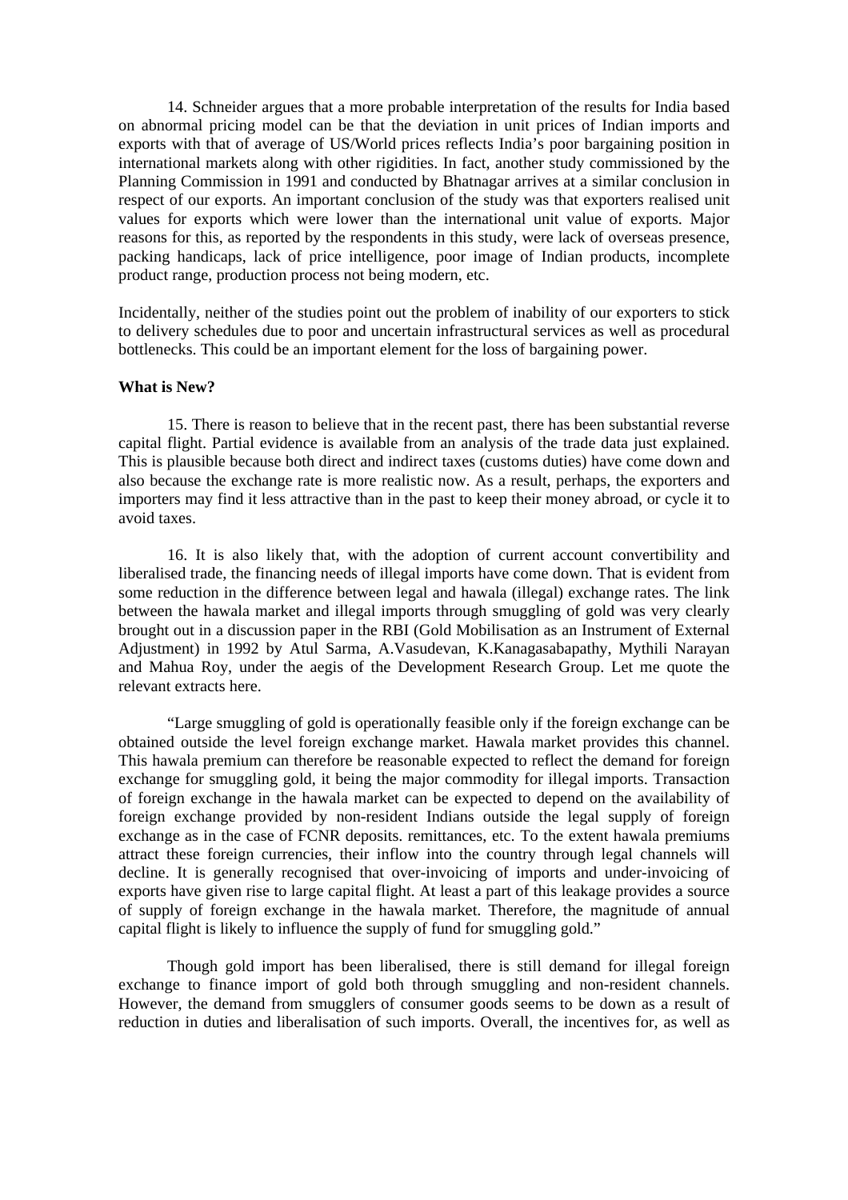14. Schneider argues that a more probable interpretation of the results for India based on abnormal pricing model can be that the deviation in unit prices of Indian imports and exports with that of average of US/World prices reflects India's poor bargaining position in international markets along with other rigidities. In fact, another study commissioned by the Planning Commission in 1991 and conducted by Bhatnagar arrives at a similar conclusion in respect of our exports. An important conclusion of the study was that exporters realised unit values for exports which were lower than the international unit value of exports. Major reasons for this, as reported by the respondents in this study, were lack of overseas presence, packing handicaps, lack of price intelligence, poor image of Indian products, incomplete product range, production process not being modern, etc.

Incidentally, neither of the studies point out the problem of inability of our exporters to stick to delivery schedules due to poor and uncertain infrastructural services as well as procedural bottlenecks. This could be an important element for the loss of bargaining power.

**What is New?**

15. There is reason to believe that in the recent past, there has been substantial reverse capital flight. Partial evidence is available from an analysis of the trade data just explained. This is plausible because both direct and indirect taxes (customs duties) have come down and also because the exchange rate is more realistic now. As a result, perhaps, the exporters and importers may find it less attractive than in the past to keep their money abroad, or cycle it to avoid taxes.

16. It is also likely that, with the adoption of current account convertibility and liberalised trade, the financing needs of illegal imports have come down. That is evident from some reduction in the difference between legal and hawala (illegal) exchange rates. The link between the hawala market and illegal imports through smuggling of gold was very clearly brought out in a discussion paper in the RBI (Gold Mobilisation as an Instrument of External Adjustment) in 1992 by Atul Sarma, A.Vasudevan, K.Kanagasabapathy, Mythili Narayan and Mahua Roy, under the aegis of the Development Research Group. Let me quote the relevant extracts here.

"Large smuggling of gold is operationally feasible only if the foreign exchange can be obtained outside the level foreign exchange market. Hawala market provides this channel. This hawala premium can therefore be reasonable expected to reflect the demand for foreign exchange for smuggling gold, it being the major commodity for illegal imports. Transaction of foreign exchange in the hawala market can be expected to depend on the availability of foreign exchange provided by non-resident Indians outside the legal supply of foreign exchange as in the case of FCNR deposits. remittances, etc. To the extent hawala premiums attract these foreign currencies, their inflow into the country through legal channels will decline. It is generally recognised that over-invoicing of imports and under-invoicing of exports have given rise to large capital flight. At least a part of this leakage provides a source of supply of foreign exchange in the hawala market. Therefore, the magnitude of annual capital flight is likely to influence the supply of fund for smuggling gold."

Though gold import has been liberalised, there is still demand for illegal foreign exchange to finance import of gold both through smuggling and non-resident channels. However, the demand from smugglers of consumer goods seems to be down as a result of reduction in duties and liberalisation of such imports. Overall, the incentives for, as well as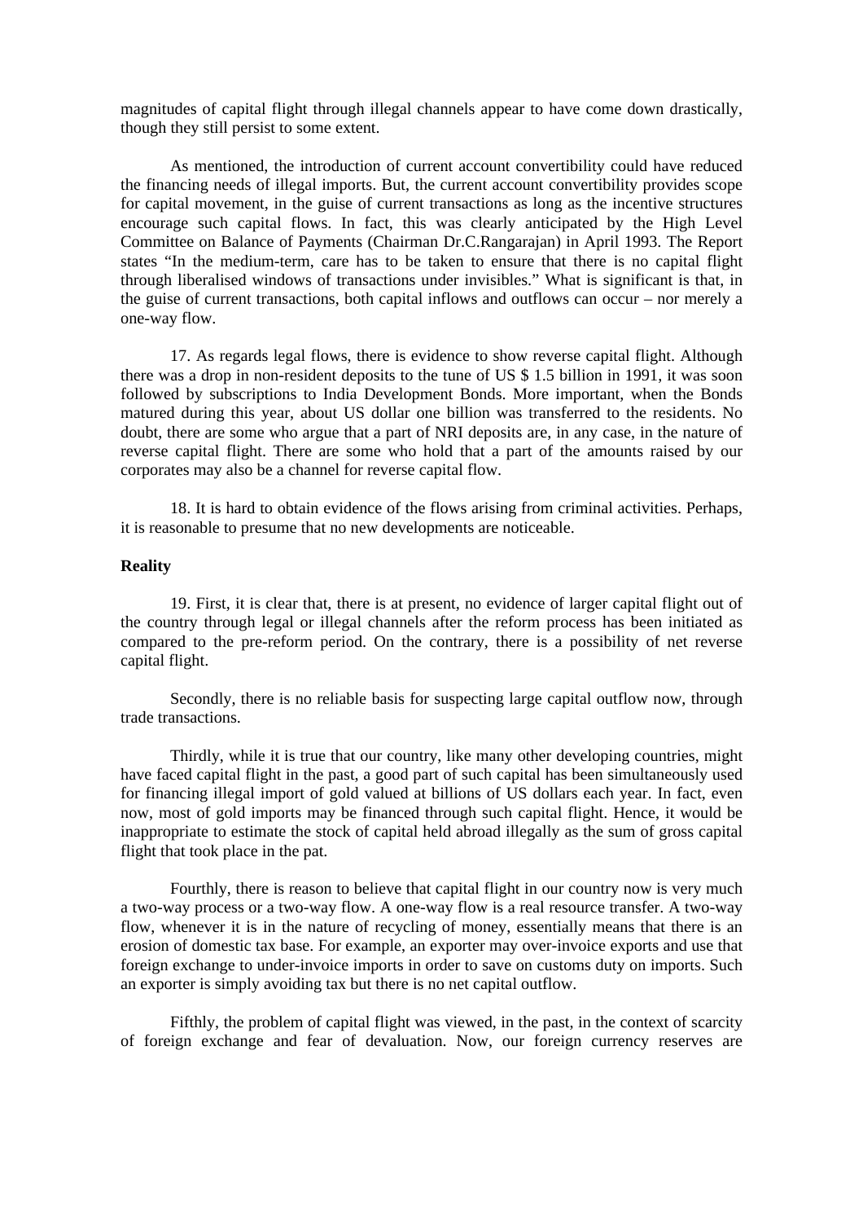magnitudes of capital flight through illegal channels appear to have come down drastically, though they still persist to some extent.

As mentioned, the introduction of current account convertibility could have reduced the financing needs of illegal imports. But, the current account convertibility provides scope for capital movement, in the guise of current transactions as long as the incentive structures encourage such capital flows. In fact, this was clearly anticipated by the High Level Committee on Balance of Payments (Chairman Dr.C.Rangarajan) in April 1993. The Report states "In the medium-term, care has to be taken to ensure that there is no capital flight through liberalised windows of transactions under invisibles." What is significant is that, in the guise of current transactions, both capital inflows and outflows can occur – nor merely a one-way flow.

17. As regards legal flows, there is evidence to show reverse capital flight. Although there was a drop in non-resident deposits to the tune of US $ 1.5 billion in 1991, it was soon followed by subscriptions to India Development Bonds. More important, when the Bonds matured during this year, about US dollar one billion was transferred to the residents. No doubt, there are some who argue that a part of NRI deposits are, in any case, in the nature of reverse capital flight. There are some who hold that a part of the amounts raised by our corporates may also be a channel for reverse capital flow.

18. It is hard to obtain evidence of the flows arising from criminal activities. Perhaps, it is reasonable to presume that no new developments are noticeable.

**Reality**

19. First, it is clear that, there is at present, no evidence of larger capital flight out of the country through legal or illegal channels after the reform process has been initiated as compared to the pre-reform period. On the contrary, there is a possibility of net reverse capital flight.

Secondly, there is no reliable basis for suspecting large capital outflow now, through trade transactions.

Thirdly, while it is true that our country, like many other developing countries, might have faced capital flight in the past, a good part of such capital has been simultaneously used for financing illegal import of gold valued at billions of US dollars each year. In fact, even now, most of gold imports may be financed through such capital flight. Hence, it would be inappropriate to estimate the stock of capital held abroad illegally as the sum of gross capital flight that took place in the pat.

Fourthly, there is reason to believe that capital flight in our country now is very much a two-way process or a two-way flow. A one-way flow is a real resource transfer. A two-way flow, whenever it is in the nature of recycling of money, essentially means that there is an erosion of domestic tax base. For example, an exporter may over-invoice exports and use that foreign exchange to under-invoice imports in order to save on customs duty on imports. Such an exporter is simply avoiding tax but there is no net capital outflow.

Fifthly, the problem of capital flight was viewed, in the past, in the context of scarcity of foreign exchange and fear of devaluation. Now, our foreign currency reserves are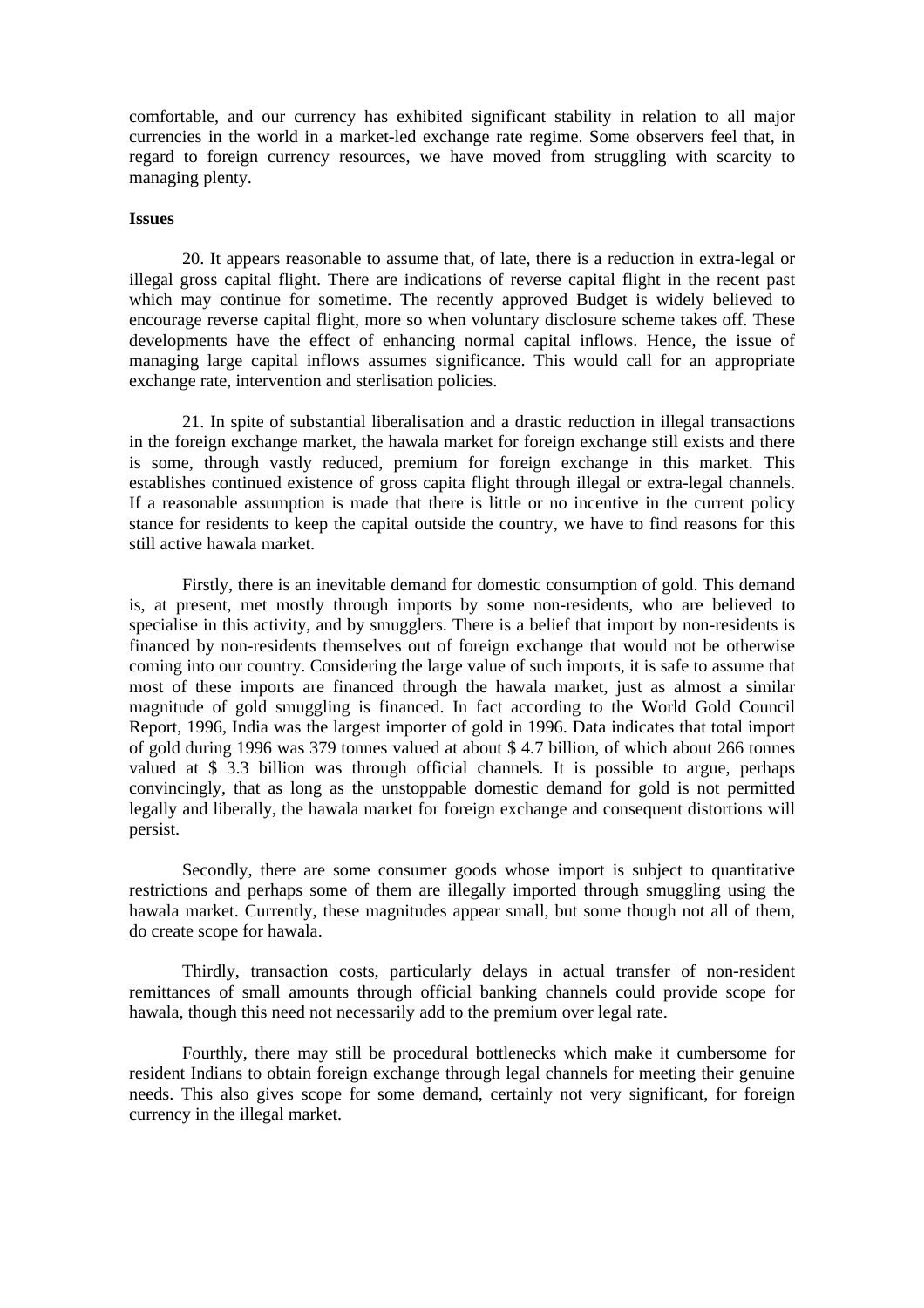comfortable, and our currency has exhibited significant stability in relation to all major currencies in the world in a market-led exchange rate regime. Some observers feel that, in regard to foreign currency resources, we have moved from struggling with scarcity to managing plenty.

**Issues**

20. It appears reasonable to assume that, of late, there is a reduction in extra-legal or illegal gross capital flight. There are indications of reverse capital flight in the recent past which may continue for sometime. The recently approved Budget is widely believed to encourage reverse capital flight, more so when voluntary disclosure scheme takes off. These developments have the effect of enhancing normal capital inflows. Hence, the issue of managing large capital inflows assumes significance. This would call for an appropriate exchange rate, intervention and sterlisation policies.

21. In spite of substantial liberalisation and a drastic reduction in illegal transactions in the foreign exchange market, the hawala market for foreign exchange still exists and there is some, through vastly reduced, premium for foreign exchange in this market. This establishes continued existence of gross capita flight through illegal or extra-legal channels. If a reasonable assumption is made that there is little or no incentive in the current policy stance for residents to keep the capital outside the country, we have to find reasons for this still active hawala market.

Firstly, there is an inevitable demand for domestic consumption of gold. This demand is, at present, met mostly through imports by some non-residents, who are believed to specialise in this activity, and by smugglers. There is a belief that import by non-residents is financed by non-residents themselves out of foreign exchange that would not be otherwise coming into our country. Considering the large value of such imports, it is safe to assume that most of these imports are financed through the hawala market, just as almost a similar magnitude of gold smuggling is financed. In fact according to the World Gold Council Report, 1996, India was the largest importer of gold in 1996. Data indicates that total import of gold during 1996 was 379 tonnes valued at about $ 4.7 billion, of which about 266 tonnes valued at $ 3.3 billion was through official channels. It is possible to argue, perhaps convincingly, that as long as the unstoppable domestic demand for gold is not permitted legally and liberally, the hawala market for foreign exchange and consequent distortions will persist.

Secondly, there are some consumer goods whose import is subject to quantitative restrictions and perhaps some of them are illegally imported through smuggling using the hawala market. Currently, these magnitudes appear small, but some though not all of them, do create scope for hawala.

Thirdly, transaction costs, particularly delays in actual transfer of non-resident remittances of small amounts through official banking channels could provide scope for hawala, though this need not necessarily add to the premium over legal rate.

Fourthly, there may still be procedural bottlenecks which make it cumbersome for resident Indians to obtain foreign exchange through legal channels for meeting their genuine needs. This also gives scope for some demand, certainly not very significant, for foreign currency in the illegal market.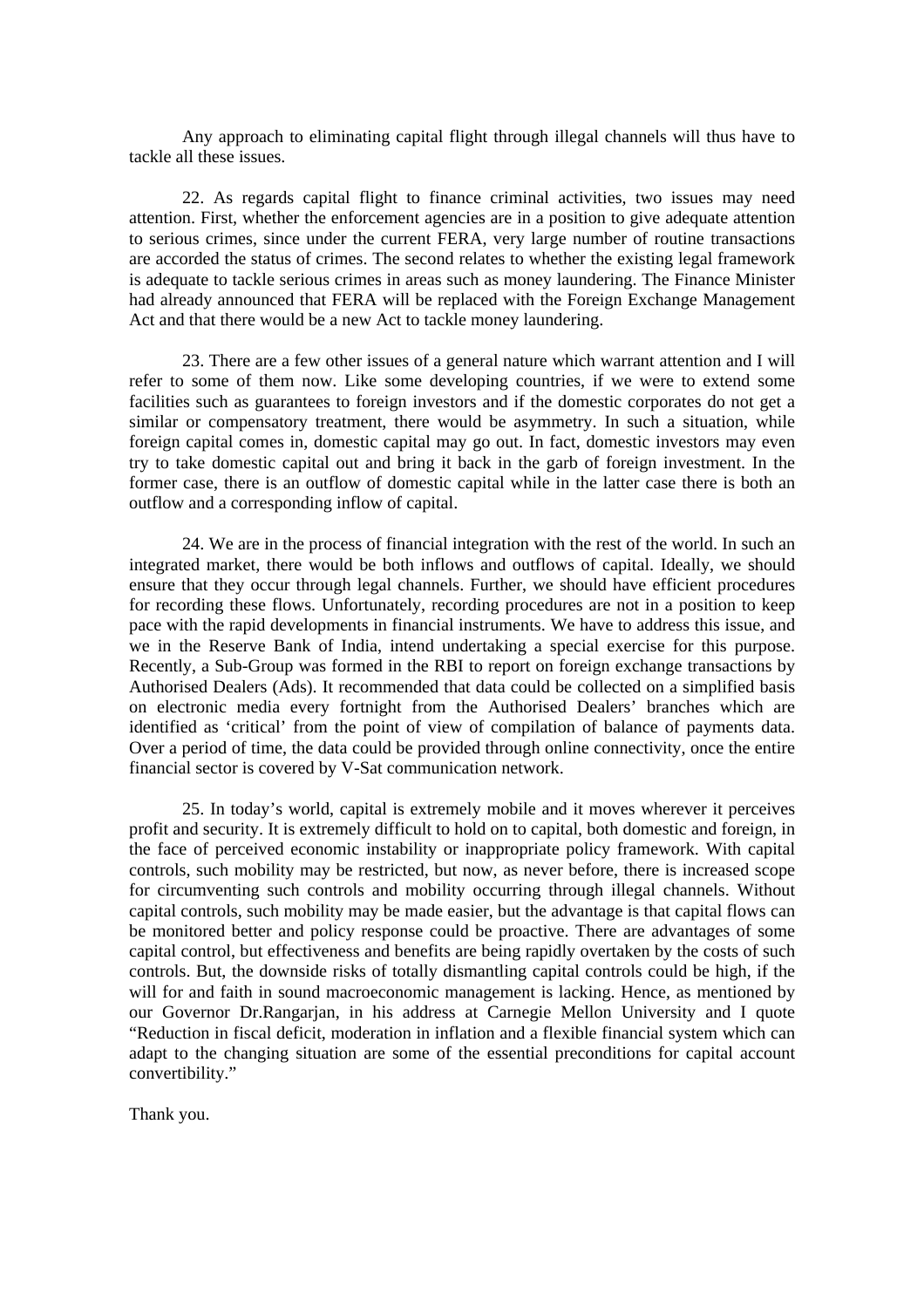Any approach to eliminating capital flight through illegal channels will thus have to tackle all these issues.

22. As regards capital flight to finance criminal activities, two issues may need attention. First, whether the enforcement agencies are in a position to give adequate attention to serious crimes, since under the current FERA, very large number of routine transactions are accorded the status of crimes. The second relates to whether the existing legal framework is adequate to tackle serious crimes in areas such as money laundering. The Finance Minister had already announced that FERA will be replaced with the Foreign Exchange Management Act and that there would be a new Act to tackle money laundering.

23. There are a few other issues of a general nature which warrant attention and I will refer to some of them now. Like some developing countries, if we were to extend some facilities such as guarantees to foreign investors and if the domestic corporates do not get a similar or compensatory treatment, there would be asymmetry. In such a situation, while foreign capital comes in, domestic capital may go out. In fact, domestic investors may even try to take domestic capital out and bring it back in the garb of foreign investment. In the former case, there is an outflow of domestic capital while in the latter case there is both an outflow and a corresponding inflow of capital.

24. We are in the process of financial integration with the rest of the world. In such an integrated market, there would be both inflows and outflows of capital. Ideally, we should ensure that they occur through legal channels. Further, we should have efficient procedures for recording these flows. Unfortunately, recording procedures are not in a position to keep pace with the rapid developments in financial instruments. We have to address this issue, and we in the Reserve Bank of India, intend undertaking a special exercise for this purpose. Recently, a Sub-Group was formed in the RBI to report on foreign exchange transactions by Authorised Dealers (Ads). It recommended that data could be collected on a simplified basis on electronic media every fortnight from the Authorised Dealers' branches which are identified as 'critical' from the point of view of compilation of balance of payments data. Over a period of time, the data could be provided through online connectivity, once the entire financial sector is covered by V-Sat communication network.

25. In today's world, capital is extremely mobile and it moves wherever it perceives profit and security. It is extremely difficult to hold on to capital, both domestic and foreign, in the face of perceived economic instability or inappropriate policy framework. With capital controls, such mobility may be restricted, but now, as never before, there is increased scope for circumventing such controls and mobility occurring through illegal channels. Without capital controls, such mobility may be made easier, but the advantage is that capital flows can be monitored better and policy response could be proactive. There are advantages of some capital control, but effectiveness and benefits are being rapidly overtaken by the costs of such controls. But, the downside risks of totally dismantling capital controls could be high, if the will for and faith in sound macroeconomic management is lacking. Hence, as mentioned by our Governor Dr.Rangarjan, in his address at Carnegie Mellon University and I quote "Reduction in fiscal deficit, moderation in inflation and a flexible financial system which can adapt to the changing situation are some of the essential preconditions for capital account convertibility."

Thank you.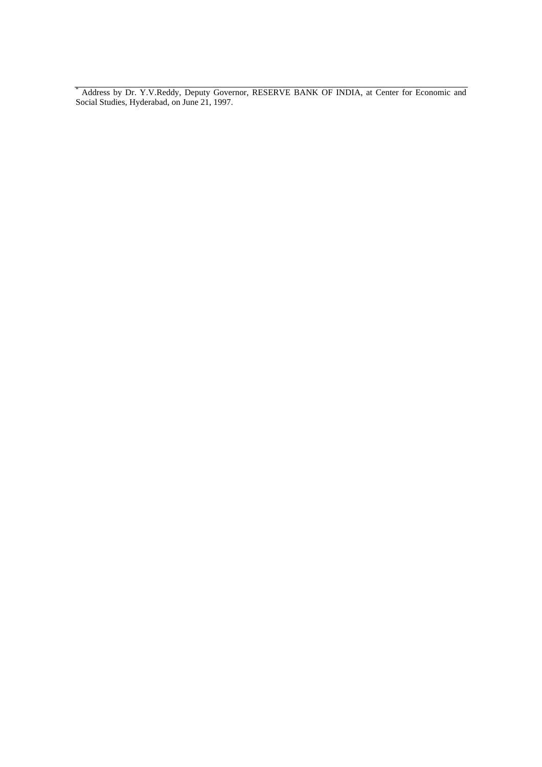[*] Address by Dr. Y.V.Reddy, Deputy Governor, RESERVE BANK OF INDIA, at Center for Economic and Social Studies, Hyderabad, on June 21, 1997.